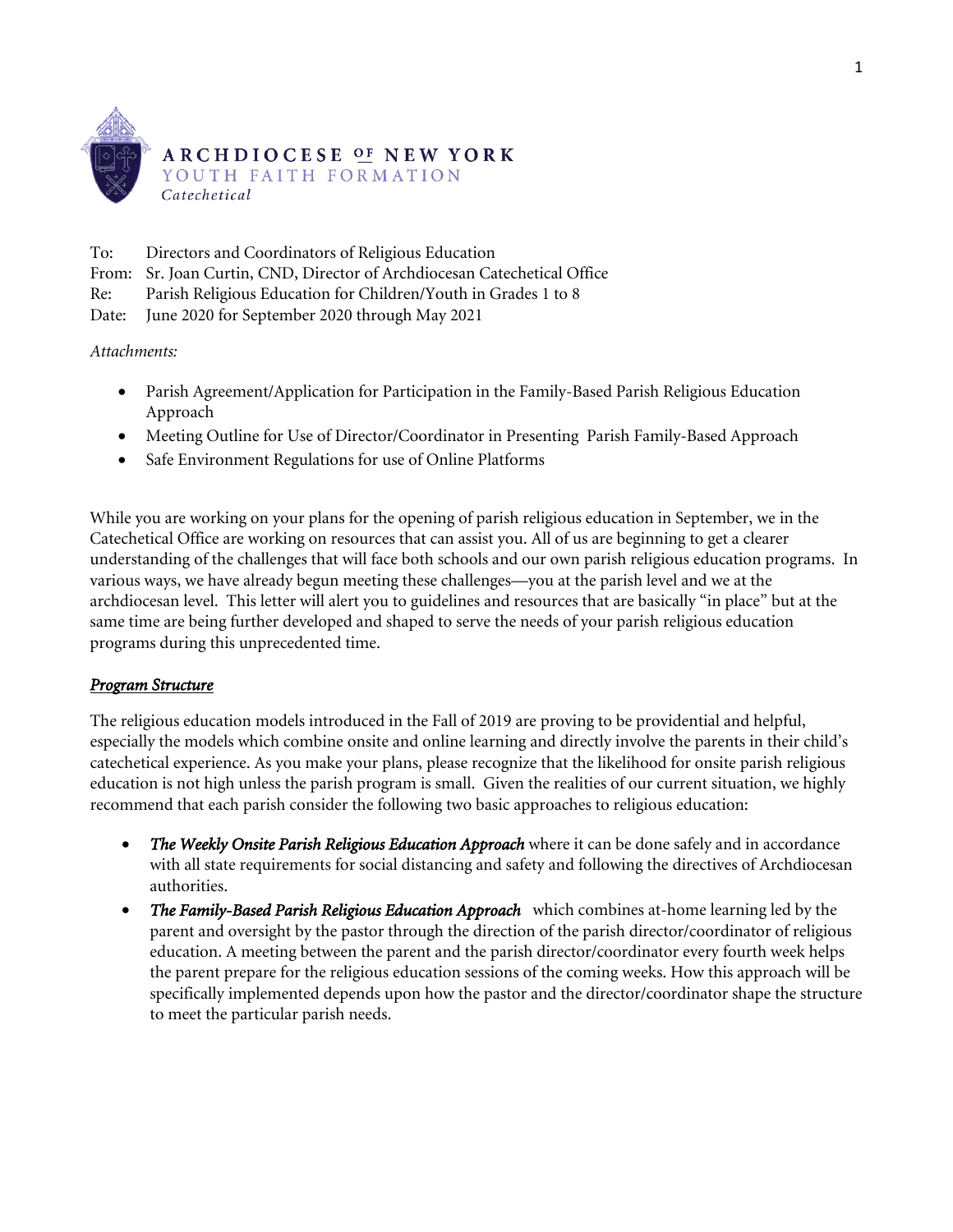**ARCHDIOCESE OF NEW YORK**
YOUTH FAITH FORMATION
*Catechetical*

To: Directors and Coordinators of Religious Education
From: Sr. Joan Curtin, CND, Director of Archdiocesan Catechetical Office
Re: Parish Religious Education for Children/Youth in Grades 1 to 8
Date: June 2020 for September 2020 through May 2021

*Attachments:*

- Parish Agreement/Application for Participation in the Family-Based Parish Religious Education Approach
- Meeting Outline for Use of Director/Coordinator in Presenting Parish Family-Based Approach
- Safe Environment Regulations for use of Online Platforms

While you are working on your plans for the opening of parish religious education in September, we in the Catechetical Office are working on resources that can assist you. All of us are beginning to get a clearer understanding of the challenges that will face both schools and our own parish religious education programs. In various ways, we have already begun meeting these challenges—you at the parish level and we at the archdiocesan level. This letter will alert you to guidelines and resources that are basically "in place" but at the same time are being further developed and shaped to serve the needs of your parish religious education programs during this unprecedented time.

***Program Structure***

The religious education models introduced in the Fall of 2019 are proving to be providential and helpful, especially the models which combine onsite and online learning and directly involve the parents in their child's catechetical experience. As you make your plans, please recognize that the likelihood for onsite parish religious education is not high unless the parish program is small. Given the realities of our current situation, we highly recommend that each parish consider the following two basic approaches to religious education:

- ***The Weekly Onsite Parish Religious Education Approach*** where it can be done safely and in accordance with all state requirements for social distancing and safety and following the directives of Archdiocesan authorities.
- ***The Family-Based Parish Religious Education Approach*** which combines at-home learning led by the parent and oversight by the pastor through the direction of the parish director/coordinator of religious education. A meeting between the parent and the parish director/coordinator every fourth week helps the parent prepare for the religious education sessions of the coming weeks. How this approach will be specifically implemented depends upon how the pastor and the director/coordinator shape the structure to meet the particular parish needs.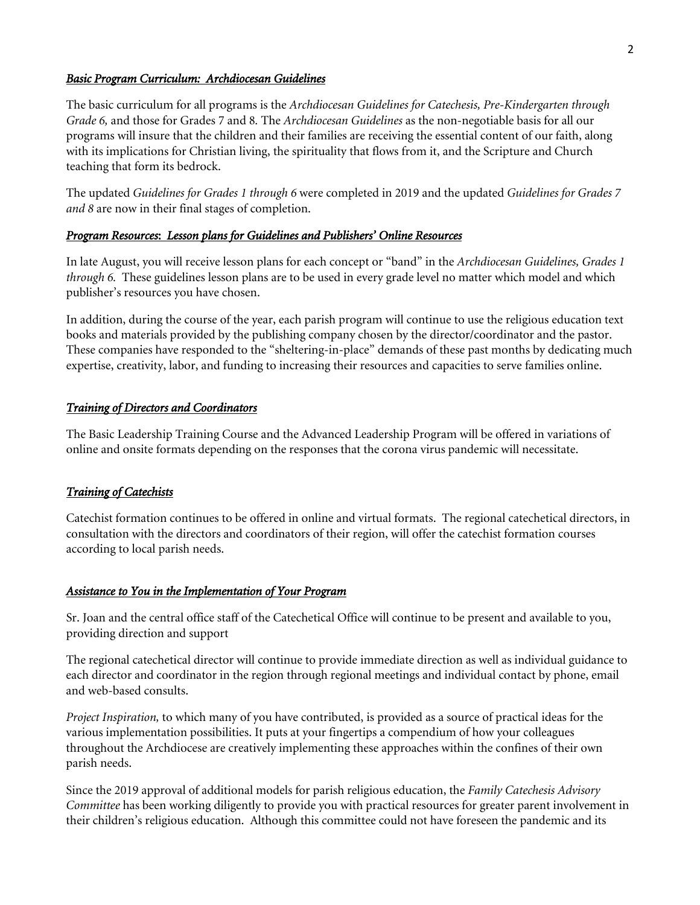***Basic Program Curriculum: Archdiocesan Guidelines***

The basic curriculum for all programs is the *Archdiocesan Guidelines for Catechesis, Pre-Kindergarten through Grade 6,* and those for Grades 7 and 8. The *Archdiocesan Guidelines* as the non-negotiable basis for all our programs will insure that the children and their families are receiving the essential content of our faith, along with its implications for Christian living, the spirituality that flows from it, and the Scripture and Church teaching that form its bedrock.

The updated *Guidelines for Grades 1 through 6* were completed in 2019 and the updated *Guidelines for Grades 7 and 8* are now in their final stages of completion.

***Program Resources: Lesson plans for Guidelines and Publishers' Online Resources***

In late August, you will receive lesson plans for each concept or "band" in the *Archdiocesan Guidelines, Grades 1 through 6.* These guidelines lesson plans are to be used in every grade level no matter which model and which publisher's resources you have chosen.

In addition, during the course of the year, each parish program will continue to use the religious education text books and materials provided by the publishing company chosen by the director/coordinator and the pastor. These companies have responded to the "sheltering-in-place" demands of these past months by dedicating much expertise, creativity, labor, and funding to increasing their resources and capacities to serve families online.

***Training of Directors and Coordinators***

The Basic Leadership Training Course and the Advanced Leadership Program will be offered in variations of online and onsite formats depending on the responses that the corona virus pandemic will necessitate.

***Training of Catechists***

Catechist formation continues to be offered in online and virtual formats. The regional catechetical directors, in consultation with the directors and coordinators of their region, will offer the catechist formation courses according to local parish needs.

***Assistance to You in the Implementation of Your Program***

Sr. Joan and the central office staff of the Catechetical Office will continue to be present and available to you, providing direction and support

The regional catechetical director will continue to provide immediate direction as well as individual guidance to each director and coordinator in the region through regional meetings and individual contact by phone, email and web-based consults.

*Project Inspiration,* to which many of you have contributed, is provided as a source of practical ideas for the various implementation possibilities. It puts at your fingertips a compendium of how your colleagues throughout the Archdiocese are creatively implementing these approaches within the confines of their own parish needs.

Since the 2019 approval of additional models for parish religious education, the *Family Catechesis Advisory Committee* has been working diligently to provide you with practical resources for greater parent involvement in their children's religious education. Although this committee could not have foreseen the pandemic and its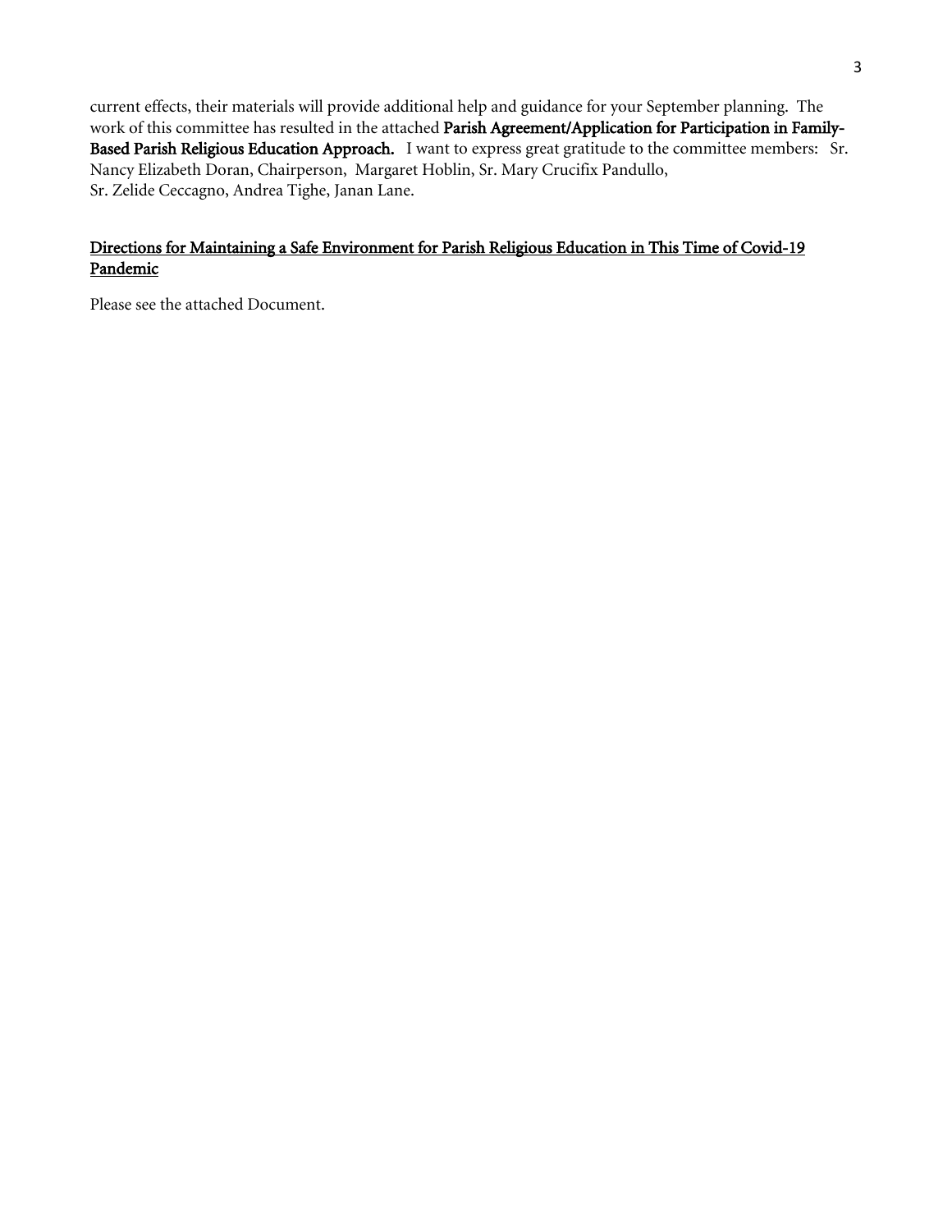current effects, their materials will provide additional help and guidance for your September planning. The work of this committee has resulted in the attached **Parish Agreement/Application for Participation in Family-Based Parish Religious Education Approach.** I want to express great gratitude to the committee members: Sr. Nancy Elizabeth Doran, Chairperson, Margaret Hoblin, Sr. Mary Crucifix Pandullo, Sr. Zelide Ceccagno, Andrea Tighe, Janan Lane.

<u>Directions for Maintaining a Safe Environment for Parish Religious Education in This Time of Covid-19 Pandemic</u>

Please see the attached Document.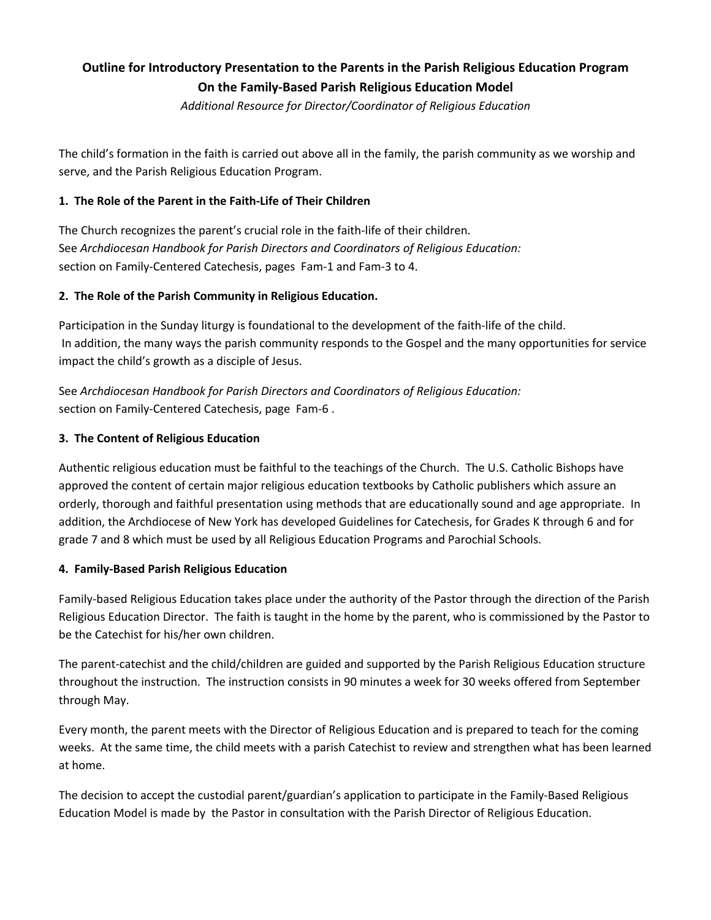**Outline for Introductory Presentation to the Parents in the Parish Religious Education Program On the Family-Based Parish Religious Education Model**

*Additional Resource for Director/Coordinator of Religious Education*

The child's formation in the faith is carried out above all in the family, the parish community as we worship and serve, and the Parish Religious Education Program.

**1. The Role of the Parent in the Faith-Life of Their Children**

The Church recognizes the parent's crucial role in the faith-life of their children.
See *Archdiocesan Handbook for Parish Directors and Coordinators of Religious Education:* section on Family-Centered Catechesis, pages Fam-1 and Fam-3 to 4.

**2. The Role of the Parish Community in Religious Education.**

Participation in the Sunday liturgy is foundational to the development of the faith-life of the child. In addition, the many ways the parish community responds to the Gospel and the many opportunities for service impact the child's growth as a disciple of Jesus.

See *Archdiocesan Handbook for Parish Directors and Coordinators of Religious Education:* section on Family-Centered Catechesis, page Fam-6 .

**3. The Content of Religious Education**

Authentic religious education must be faithful to the teachings of the Church. The U.S. Catholic Bishops have approved the content of certain major religious education textbooks by Catholic publishers which assure an orderly, thorough and faithful presentation using methods that are educationally sound and age appropriate. In addition, the Archdiocese of New York has developed Guidelines for Catechesis, for Grades K through 6 and for grade 7 and 8 which must be used by all Religious Education Programs and Parochial Schools.

**4. Family-Based Parish Religious Education**

Family-based Religious Education takes place under the authority of the Pastor through the direction of the Parish Religious Education Director. The faith is taught in the home by the parent, who is commissioned by the Pastor to be the Catechist for his/her own children.

The parent-catechist and the child/children are guided and supported by the Parish Religious Education structure throughout the instruction. The instruction consists in 90 minutes a week for 30 weeks offered from September through May.

Every month, the parent meets with the Director of Religious Education and is prepared to teach for the coming weeks. At the same time, the child meets with a parish Catechist to review and strengthen what has been learned at home.

The decision to accept the custodial parent/guardian's application to participate in the Family-Based Religious Education Model is made by the Pastor in consultation with the Parish Director of Religious Education.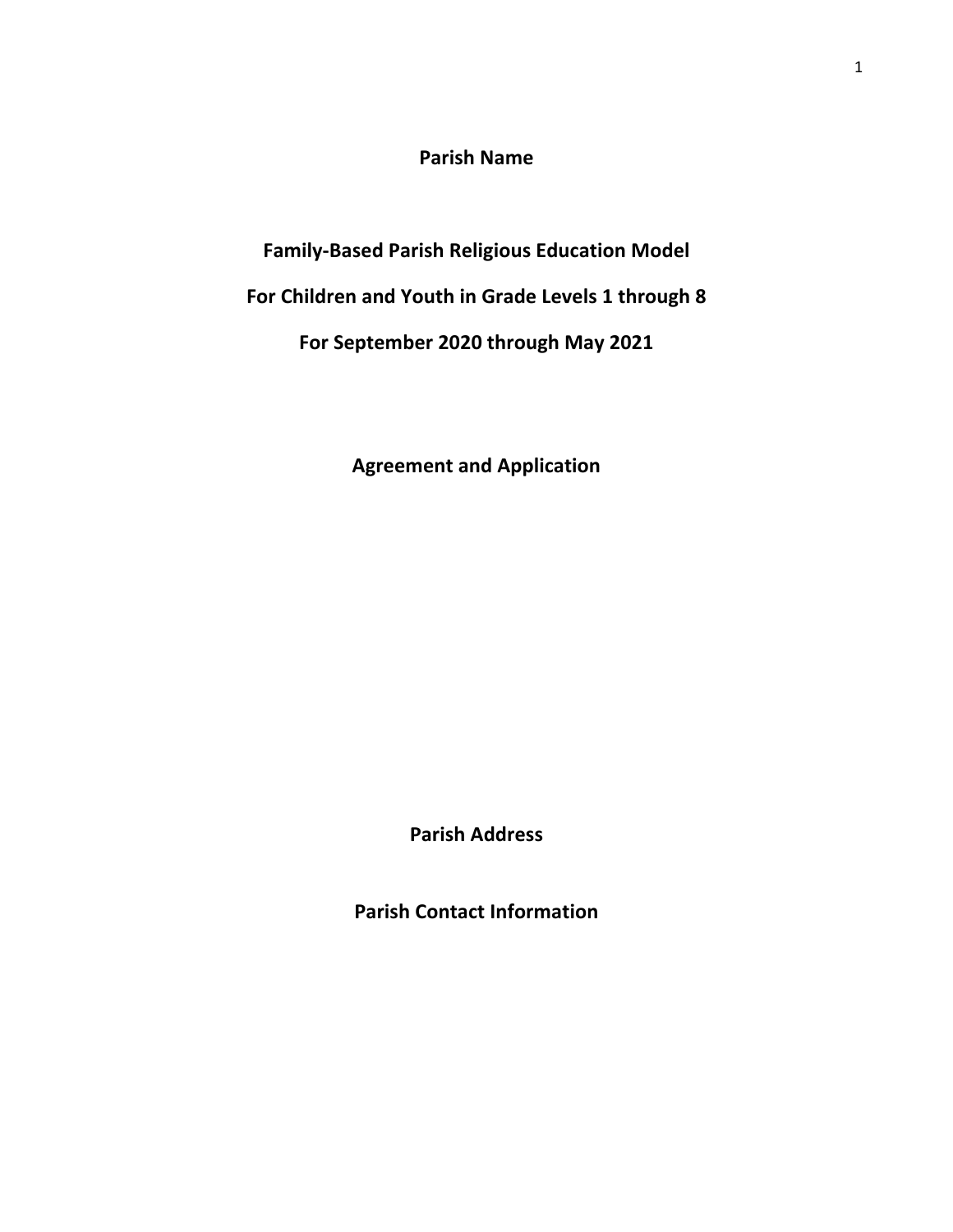**Parish Name**

**Family-Based Parish Religious Education Model**

**For Children and Youth in Grade Levels 1 through 8**

**For September 2020 through May 2021**

**Agreement and Application**

**Parish Address**

**Parish Contact Information**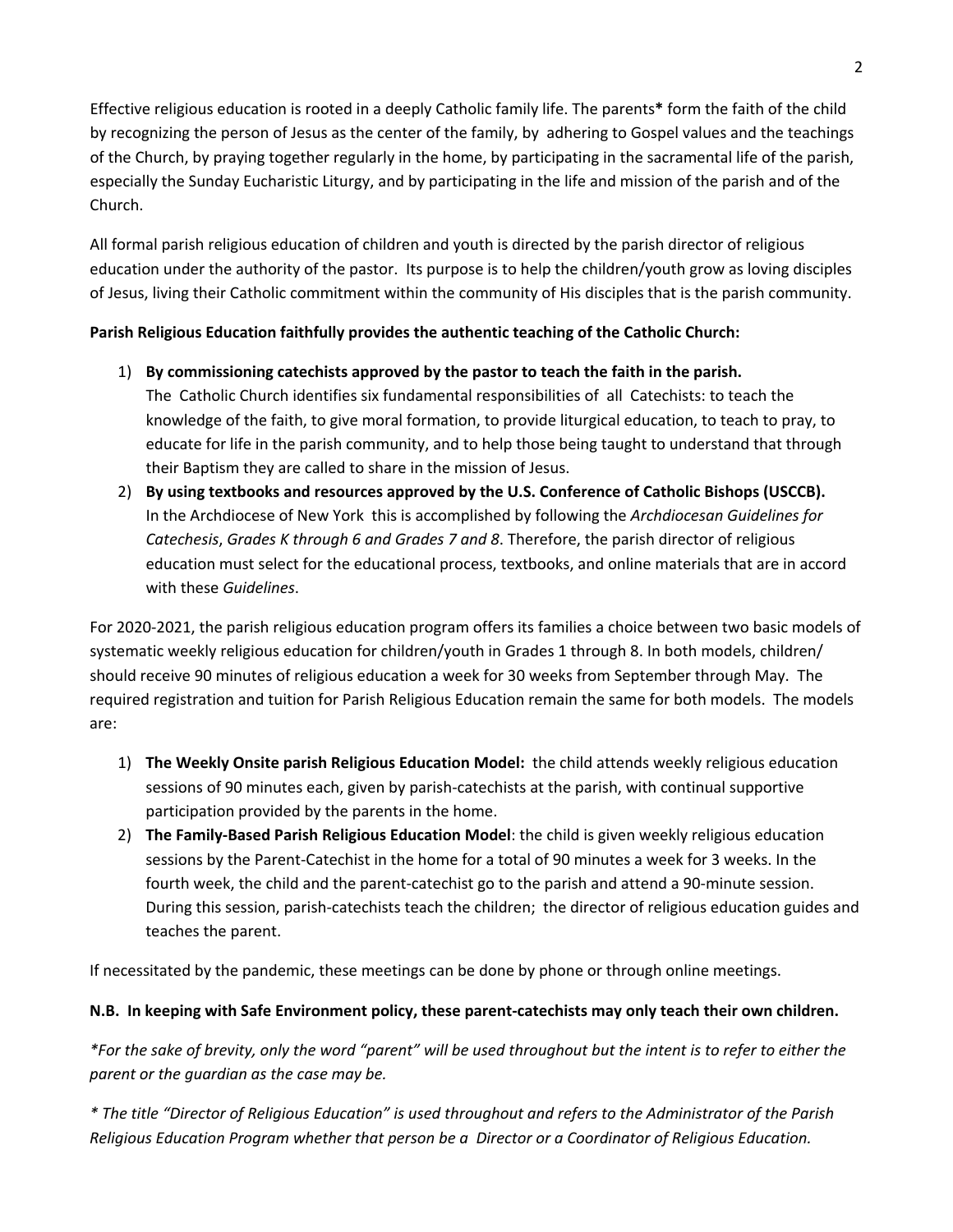Effective religious education is rooted in a deeply Catholic family life. The parents* form the faith of the child by recognizing the person of Jesus as the center of the family, by adhering to Gospel values and the teachings of the Church, by praying together regularly in the home, by participating in the sacramental life of the parish, especially the Sunday Eucharistic Liturgy, and by participating in the life and mission of the parish and of the Church.

All formal parish religious education of children and youth is directed by the parish director of religious education under the authority of the pastor. Its purpose is to help the children/youth grow as loving disciples of Jesus, living their Catholic commitment within the community of His disciples that is the parish community.

**Parish Religious Education faithfully provides the authentic teaching of the Catholic Church:**

1) **By commissioning catechists approved by the pastor to teach the faith in the parish.**
   The Catholic Church identifies six fundamental responsibilities of all Catechists: to teach the knowledge of the faith, to give moral formation, to provide liturgical education, to teach to pray, to educate for life in the parish community, and to help those being taught to understand that through their Baptism they are called to share in the mission of Jesus.
2) **By using textbooks and resources approved by the U.S. Conference of Catholic Bishops (USCCB).**
   In the Archdiocese of New York this is accomplished by following the *Archdiocesan Guidelines for Catechesis*, *Grades K through 6 and Grades 7 and 8*. Therefore, the parish director of religious education must select for the educational process, textbooks, and online materials that are in accord with these *Guidelines*.

For 2020-2021, the parish religious education program offers its families a choice between two basic models of systematic weekly religious education for children/youth in Grades 1 through 8. In both models, children/ should receive 90 minutes of religious education a week for 30 weeks from September through May. The required registration and tuition for Parish Religious Education remain the same for both models. The models are:

1) **The Weekly Onsite parish Religious Education Model:** the child attends weekly religious education sessions of 90 minutes each, given by parish-catechists at the parish, with continual supportive participation provided by the parents in the home.
2) **The Family-Based Parish Religious Education Model**: the child is given weekly religious education sessions by the Parent-Catechist in the home for a total of 90 minutes a week for 3 weeks. In the fourth week, the child and the parent-catechist go to the parish and attend a 90-minute session. During this session, parish-catechists teach the children; the director of religious education guides and teaches the parent.

If necessitated by the pandemic, these meetings can be done by phone or through online meetings.

**N.B. In keeping with Safe Environment policy, these parent-catechists may only teach their own children.**

*\*For the sake of brevity, only the word "parent" will be used throughout but the intent is to refer to either the parent or the guardian as the case may be.*

*\* The title "Director of Religious Education" is used throughout and refers to the Administrator of the Parish Religious Education Program whether that person be a Director or a Coordinator of Religious Education.*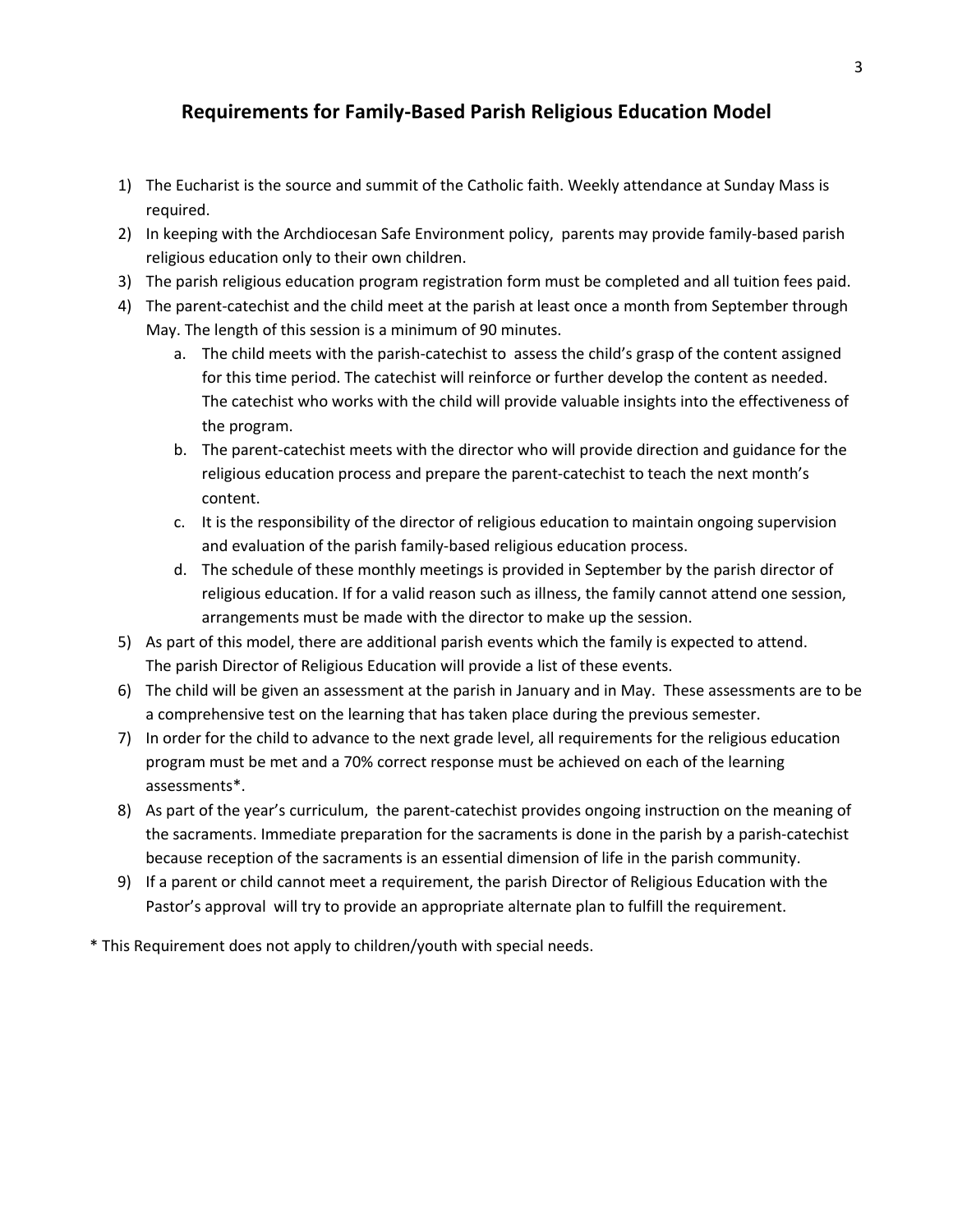## Requirements for Family-Based Parish Religious Education Model

1) The Eucharist is the source and summit of the Catholic faith. Weekly attendance at Sunday Mass is required.
2) In keeping with the Archdiocesan Safe Environment policy, parents may provide family-based parish religious education only to their own children.
3) The parish religious education program registration form must be completed and all tuition fees paid.
4) The parent-catechist and the child meet at the parish at least once a month from September through May. The length of this session is a minimum of 90 minutes.
   a. The child meets with the parish-catechist to assess the child's grasp of the content assigned for this time period. The catechist will reinforce or further develop the content as needed. The catechist who works with the child will provide valuable insights into the effectiveness of the program.
   b. The parent-catechist meets with the director who will provide direction and guidance for the religious education process and prepare the parent-catechist to teach the next month's content.
   c. It is the responsibility of the director of religious education to maintain ongoing supervision and evaluation of the parish family-based religious education process.
   d. The schedule of these monthly meetings is provided in September by the parish director of religious education. If for a valid reason such as illness, the family cannot attend one session, arrangements must be made with the director to make up the session.
5) As part of this model, there are additional parish events which the family is expected to attend. The parish Director of Religious Education will provide a list of these events.
6) The child will be given an assessment at the parish in January and in May. These assessments are to be a comprehensive test on the learning that has taken place during the previous semester.
7) In order for the child to advance to the next grade level, all requirements for the religious education program must be met and a 70% correct response must be achieved on each of the learning assessments*.
8) As part of the year's curriculum, the parent-catechist provides ongoing instruction on the meaning of the sacraments. Immediate preparation for the sacraments is done in the parish by a parish-catechist because reception of the sacraments is an essential dimension of life in the parish community.
9) If a parent or child cannot meet a requirement, the parish Director of Religious Education with the Pastor's approval will try to provide an appropriate alternate plan to fulfill the requirement.

\* This Requirement does not apply to children/youth with special needs.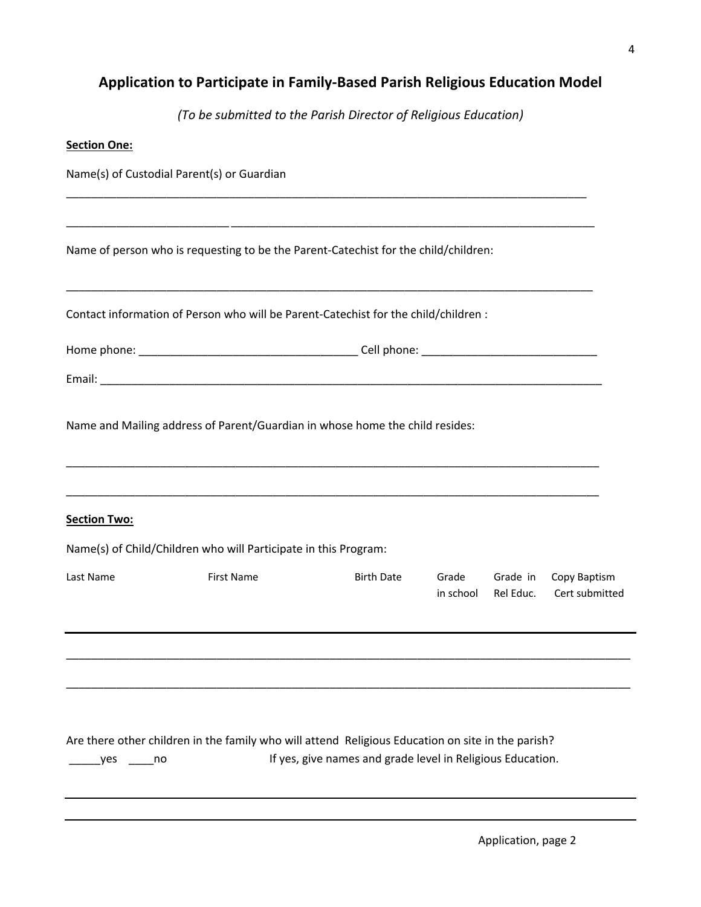## Application to Participate in Family-Based Parish Religious Education Model

*(To be submitted to the Parish Director of Religious Education)*

**Section One:**

Name(s) of Custodial Parent(s) or Guardian

______________________________________________________________________________

_________________________ ______________________________________________________

Name of person who is requesting to be the Parent-Catechist for the child/children:

______________________________________________________________________________

Contact information of Person who will be Parent-Catechist for the child/children :

Home phone: _________________________________ Cell phone: ___________________________

Email: _______________________________________________________________________

Name and Mailing address of Parent/Guardian in whose home the child resides:

______________________________________________________________________________

______________________________________________________________________________

**Section Two:**

Name(s) of Child/Children who will Participate in this Program:

| Last Name | First Name | Birth Date | Grade in school | Grade in Rel Educ. | Copy Baptism Cert submitted |
|---|---|---|---|---|---|
| | | | | | |
| | | | | | |
| | | | | | |

Are there other children in the family who will attend Religious Education on site in the parish?

_____yes ____no If yes, give names and grade level in Religious Education.

______________________________________________________________________________

______________________________________________________________________________

Application, page 2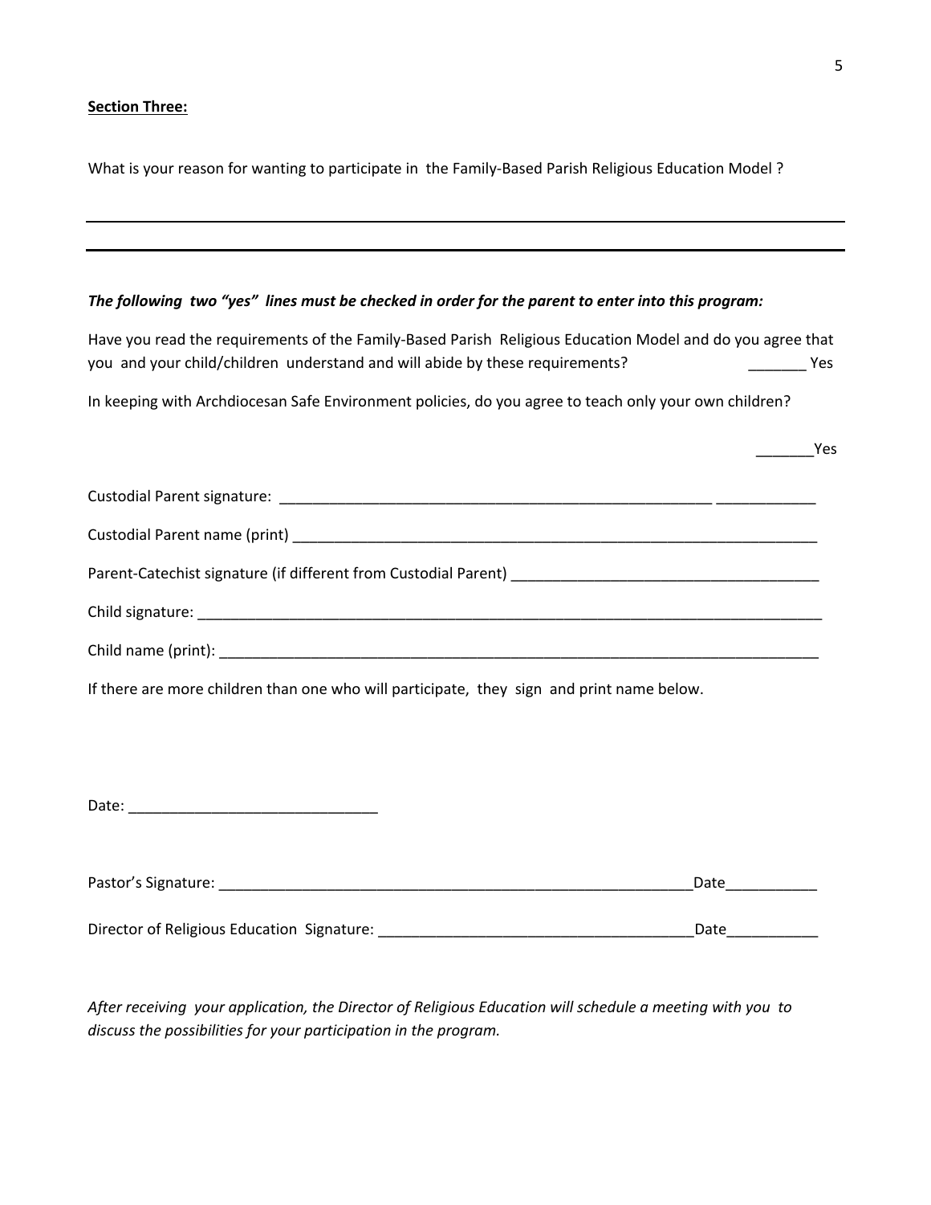**Section Three:**

What is your reason for wanting to participate in the Family-Based Parish Religious Education Model ?

\_\_\_\_\_\_\_\_\_\_\_\_\_\_\_\_\_\_\_\_\_\_\_\_\_\_\_\_\_\_\_\_\_\_\_\_\_\_\_\_\_\_\_\_\_\_\_\_\_\_\_\_\_\_\_\_\_\_\_\_\_\_\_\_\_\_\_\_\_\_\_\_\_\_\_\_\_\_

\_\_\_\_\_\_\_\_\_\_\_\_\_\_\_\_\_\_\_\_\_\_\_\_\_\_\_\_\_\_\_\_\_\_\_\_\_\_\_\_\_\_\_\_\_\_\_\_\_\_\_\_\_\_\_\_\_\_\_\_\_\_\_\_\_\_\_\_\_\_\_\_\_\_\_\_\_\_

***The following two "yes" lines must be checked in order for the parent to enter into this program:***

Have you read the requirements of the Family-Based Parish Religious Education Model and do you agree that you and your child/children understand and will abide by these requirements? _______ Yes

In keeping with Archdiocesan Safe Environment policies, do you agree to teach only your own children?

_______Yes

Custodial Parent signature: _______________________________________________________ ____________

Custodial Parent name (print) ___________________________________________________________________

Parent-Catechist signature (if different from Custodial Parent) _____________________________________

Child signature: ________________________________________________________________________________

Child name (print): _____________________________________________________________________________

If there are more children than one who will participate, they sign and print name below.

Date: ______________________________

Pastor's Signature: __________________________________________________________Date___________

Director of Religious Education Signature: ______________________________________Date___________

*After receiving your application, the Director of Religious Education will schedule a meeting with you to discuss the possibilities for your participation in the program.*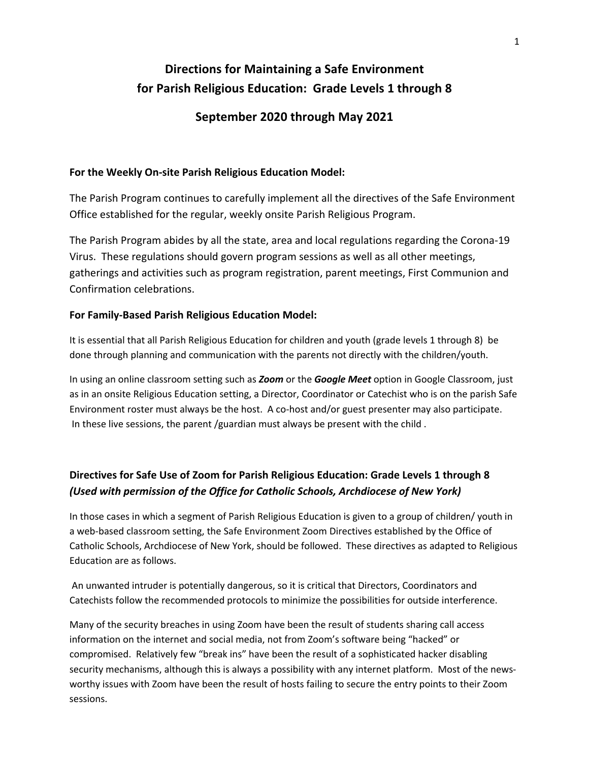# Directions for Maintaining a Safe Environment for Parish Religious Education: Grade Levels 1 through 8

## September 2020 through May 2021

**For the Weekly On-site Parish Religious Education Model:**

The Parish Program continues to carefully implement all the directives of the Safe Environment Office established for the regular, weekly onsite Parish Religious Program.

The Parish Program abides by all the state, area and local regulations regarding the Corona-19 Virus. These regulations should govern program sessions as well as all other meetings, gatherings and activities such as program registration, parent meetings, First Communion and Confirmation celebrations.

**For Family-Based Parish Religious Education Model:**

It is essential that all Parish Religious Education for children and youth (grade levels 1 through 8) be done through planning and communication with the parents not directly with the children/youth.

In using an online classroom setting such as ***Zoom*** or the ***Google Meet*** option in Google Classroom, just as in an onsite Religious Education setting, a Director, Coordinator or Catechist who is on the parish Safe Environment roster must always be the host. A co-host and/or guest presenter may also participate. In these live sessions, the parent /guardian must always be present with the child .

### Directives for Safe Use of Zoom for Parish Religious Education: Grade Levels 1 through 8 *(Used with permission of the Office for Catholic Schools, Archdiocese of New York)*

In those cases in which a segment of Parish Religious Education is given to a group of children/ youth in a web-based classroom setting, the Safe Environment Zoom Directives established by the Office of Catholic Schools, Archdiocese of New York, should be followed. These directives as adapted to Religious Education are as follows.

An unwanted intruder is potentially dangerous, so it is critical that Directors, Coordinators and Catechists follow the recommended protocols to minimize the possibilities for outside interference.

Many of the security breaches in using Zoom have been the result of students sharing call access information on the internet and social media, not from Zoom's software being "hacked" or compromised. Relatively few "break ins" have been the result of a sophisticated hacker disabling security mechanisms, although this is always a possibility with any internet platform. Most of the news-worthy issues with Zoom have been the result of hosts failing to secure the entry points to their Zoom sessions.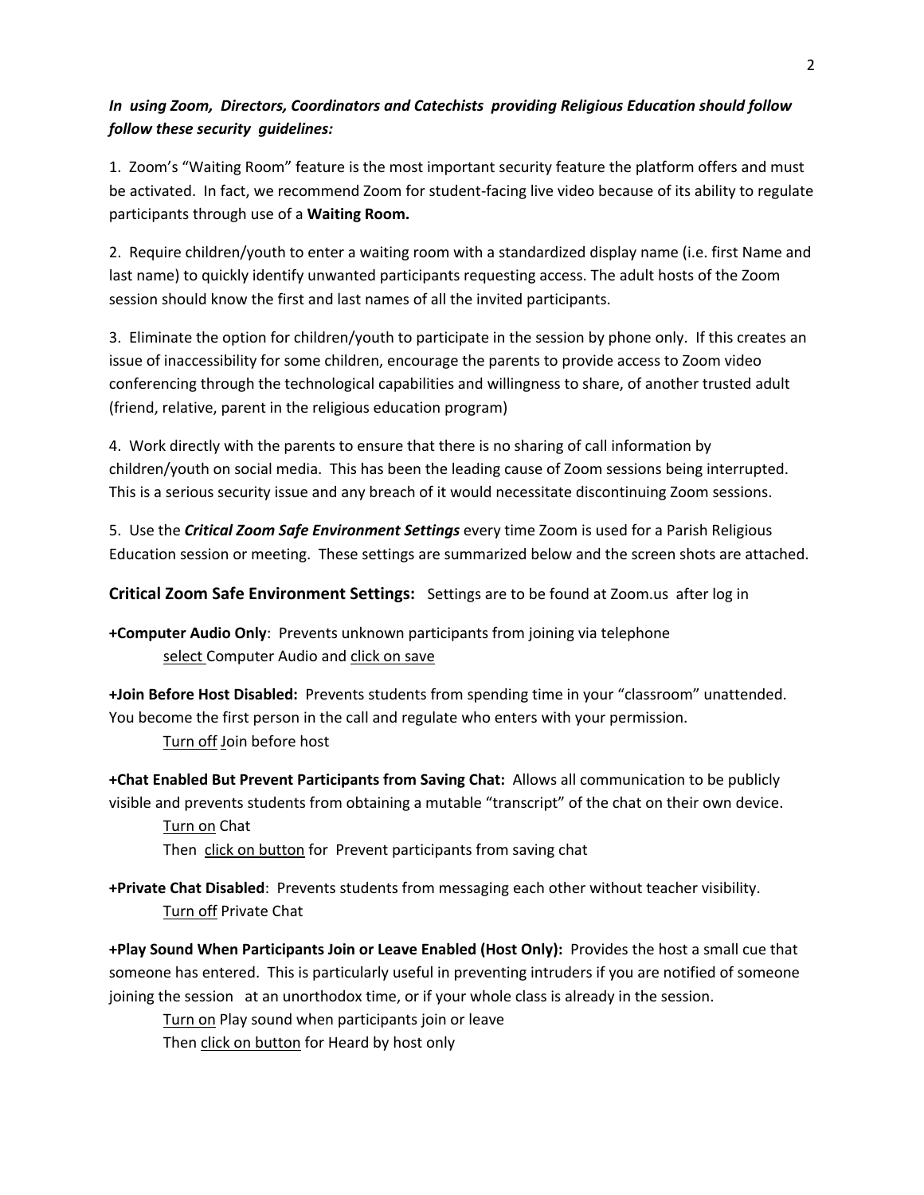***In using Zoom, Directors, Coordinators and Catechists providing Religious Education should follow follow these security guidelines:***

1. Zoom's "Waiting Room" feature is the most important security feature the platform offers and must be activated. In fact, we recommend Zoom for student-facing live video because of its ability to regulate participants through use of a **Waiting Room.**

2. Require children/youth to enter a waiting room with a standardized display name (i.e. first Name and last name) to quickly identify unwanted participants requesting access. The adult hosts of the Zoom session should know the first and last names of all the invited participants.

3. Eliminate the option for children/youth to participate in the session by phone only. If this creates an issue of inaccessibility for some children, encourage the parents to provide access to Zoom video conferencing through the technological capabilities and willingness to share, of another trusted adult (friend, relative, parent in the religious education program)

4. Work directly with the parents to ensure that there is no sharing of call information by children/youth on social media. This has been the leading cause of Zoom sessions being interrupted. This is a serious security issue and any breach of it would necessitate discontinuing Zoom sessions.

5. Use the ***Critical Zoom Safe Environment Settings*** every time Zoom is used for a Parish Religious Education session or meeting. These settings are summarized below and the screen shots are attached.

**Critical Zoom Safe Environment Settings:** Settings are to be found at Zoom.us after log in

**+Computer Audio Only**: Prevents unknown participants from joining via telephone
select Computer Audio and click on save

**+Join Before Host Disabled:** Prevents students from spending time in your "classroom" unattended. You become the first person in the call and regulate who enters with your permission.
Turn off Join before host

**+Chat Enabled But Prevent Participants from Saving Chat:** Allows all communication to be publicly visible and prevents students from obtaining a mutable "transcript" of the chat on their own device.
Turn on Chat
Then click on button for Prevent participants from saving chat

**+Private Chat Disabled**: Prevents students from messaging each other without teacher visibility.
Turn off Private Chat

**+Play Sound When Participants Join or Leave Enabled (Host Only):** Provides the host a small cue that someone has entered. This is particularly useful in preventing intruders if you are notified of someone joining the session at an unorthodox time, or if your whole class is already in the session.
Turn on Play sound when participants join or leave
Then click on button for Heard by host only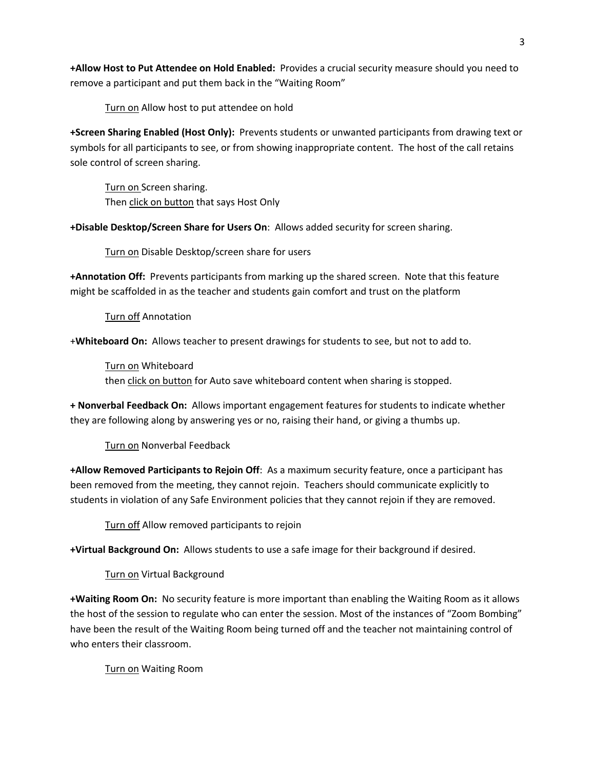**+Allow Host to Put Attendee on Hold Enabled:** Provides a crucial security measure should you need to remove a participant and put them back in the "Waiting Room"

<u>Turn on</u> Allow host to put attendee on hold

**+Screen Sharing Enabled (Host Only):** Prevents students or unwanted participants from drawing text or symbols for all participants to see, or from showing inappropriate content. The host of the call retains sole control of screen sharing.

<u>Turn on</u> Screen sharing.
Then <u>click on button</u> that says Host Only

**+Disable Desktop/Screen Share for Users On**: Allows added security for screen sharing.

<u>Turn on</u> Disable Desktop/screen share for users

**+Annotation Off:** Prevents participants from marking up the shared screen. Note that this feature might be scaffolded in as the teacher and students gain comfort and trust on the platform

<u>Turn off</u> Annotation

+**Whiteboard On:** Allows teacher to present drawings for students to see, but not to add to.

<u>Turn on</u> Whiteboard
then <u>click on button</u> for Auto save whiteboard content when sharing is stopped.

**+ Nonverbal Feedback On:** Allows important engagement features for students to indicate whether they are following along by answering yes or no, raising their hand, or giving a thumbs up.

<u>Turn on</u> Nonverbal Feedback

**+Allow Removed Participants to Rejoin Off**: As a maximum security feature, once a participant has been removed from the meeting, they cannot rejoin. Teachers should communicate explicitly to students in violation of any Safe Environment policies that they cannot rejoin if they are removed.

<u>Turn off</u> Allow removed participants to rejoin

**+Virtual Background On:** Allows students to use a safe image for their background if desired.

<u>Turn on</u> Virtual Background

**+Waiting Room On:** No security feature is more important than enabling the Waiting Room as it allows the host of the session to regulate who can enter the session. Most of the instances of "Zoom Bombing" have been the result of the Waiting Room being turned off and the teacher not maintaining control of who enters their classroom.

<u>Turn on</u> Waiting Room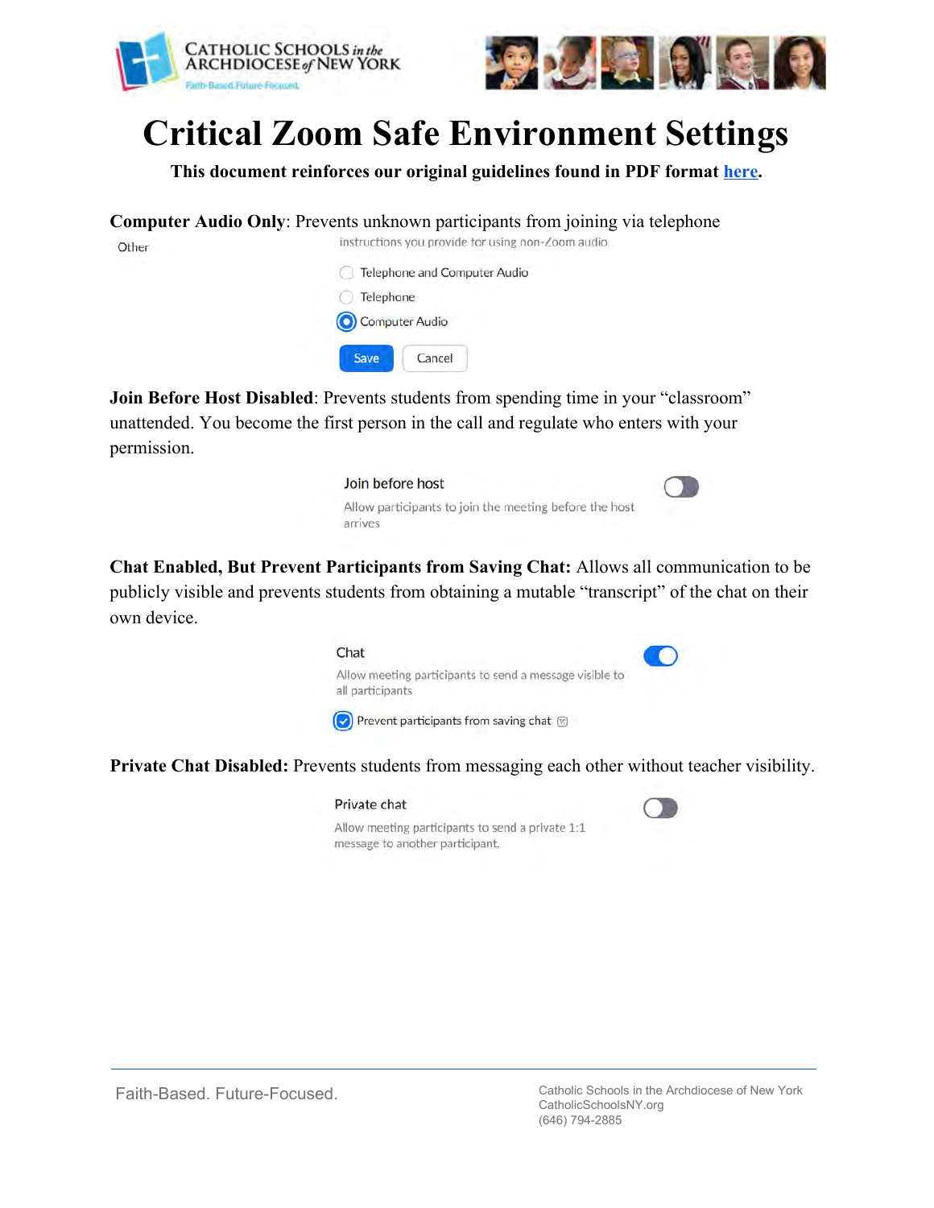# Critical Zoom Safe Environment Settings

**This document reinforces our original guidelines found in PDF format [here](here).**

**Computer Audio Only**: Prevents unknown participants from joining via telephone

Other

instructions you provide for using non-Zoom audio.

- Telephone and Computer Audio
- Telephone
- Computer Audio

Save Cancel

**Join Before Host Disabled**: Prevents students from spending time in your "classroom" unattended. You become the first person in the call and regulate who enters with your permission.

Join before host

Allow participants to join the meeting before the host arrives

**Chat Enabled, But Prevent Participants from Saving Chat:** Allows all communication to be publicly visible and prevents students from obtaining a mutable "transcript" of the chat on their own device.

Chat

Allow meeting participants to send a message visible to all participants

Prevent participants from saving chat

**Private Chat Disabled:** Prevents students from messaging each other without teacher visibility.

Private chat

Allow meeting participants to send a private 1:1 message to another participant.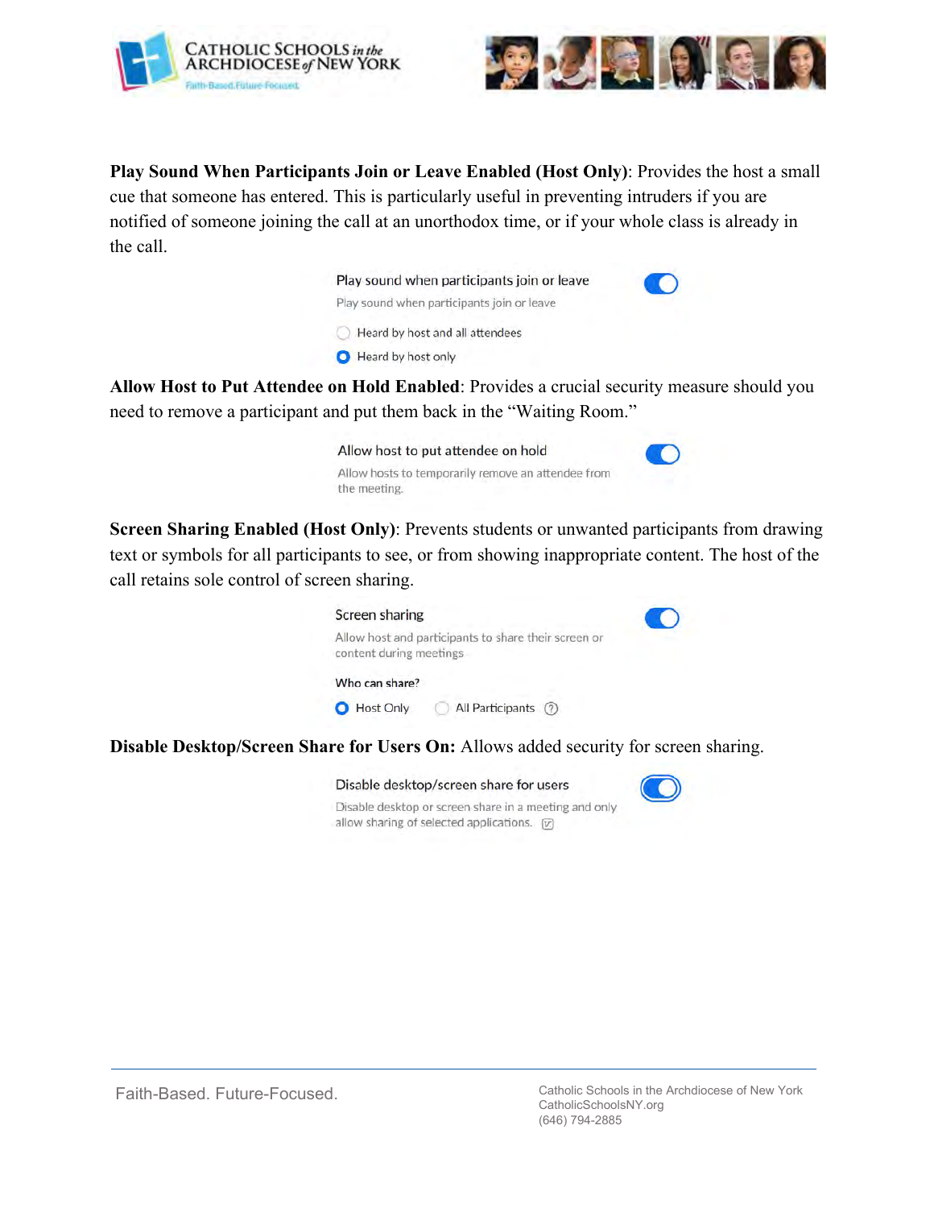**Play Sound When Participants Join or Leave Enabled (Host Only)**: Provides the host a small cue that someone has entered. This is particularly useful in preventing intruders if you are notified of someone joining the call at an unorthodox time, or if your whole class is already in the call.

Play sound when participants join or leave

Play sound when participants join or leave

Heard by host and all attendees

Heard by host only

**Allow Host to Put Attendee on Hold Enabled**: Provides a crucial security measure should you need to remove a participant and put them back in the "Waiting Room."

Allow host to put attendee on hold

Allow hosts to temporarily remove an attendee from the meeting.

**Screen Sharing Enabled (Host Only)**: Prevents students or unwanted participants from drawing text or symbols for all participants to see, or from showing inappropriate content. The host of the call retains sole control of screen sharing.

Screen sharing

Allow host and participants to share their screen or content during meetings

Who can share?

Host Only   All Participants

**Disable Desktop/Screen Share for Users On:** Allows added security for screen sharing.

Disable desktop/screen share for users

Disable desktop or screen share in a meeting and only allow sharing of selected applications.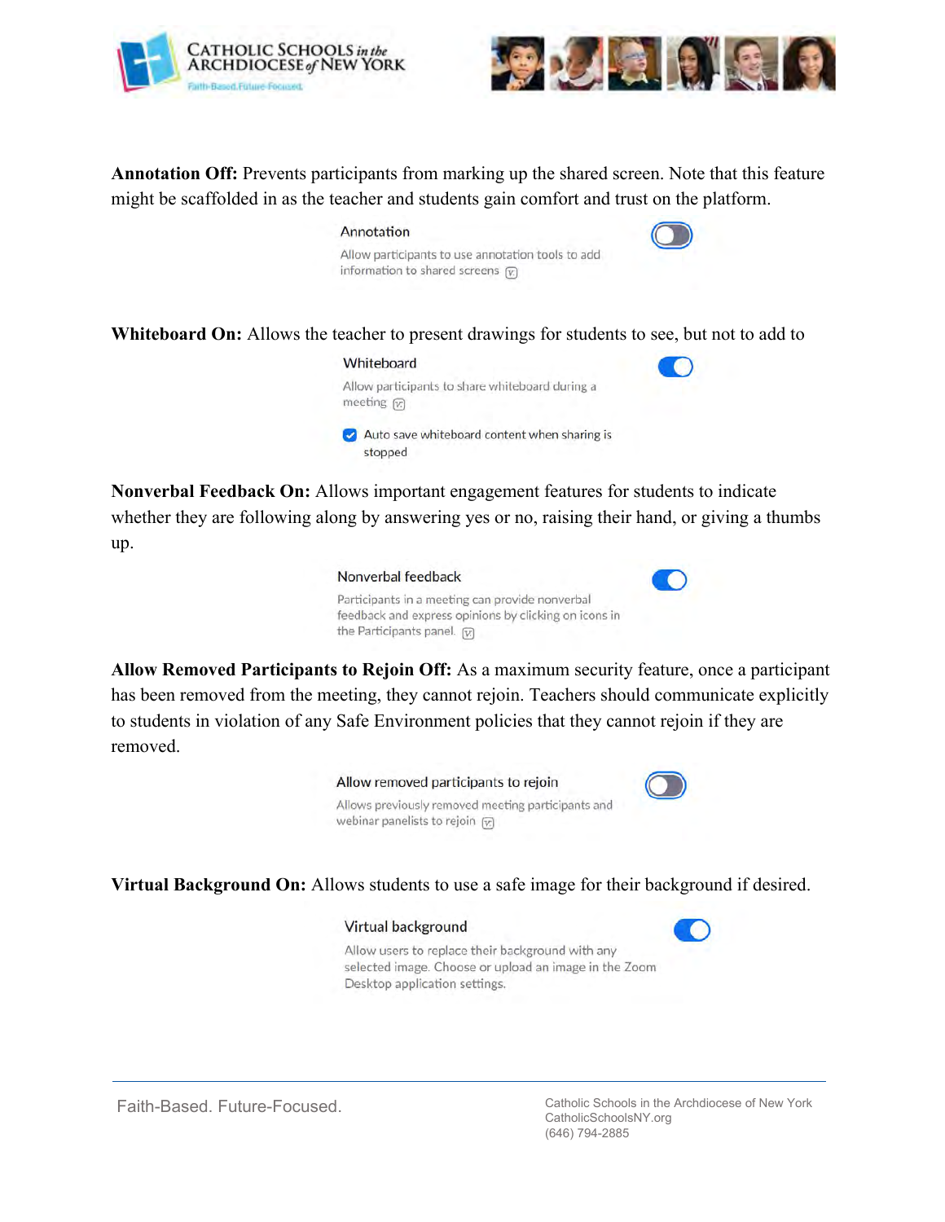**Annotation Off:** Prevents participants from marking up the shared screen. Note that this feature might be scaffolded in as the teacher and students gain comfort and trust on the platform.

Annotation

Allow participants to use annotation tools to add information to shared screens

**Whiteboard On:** Allows the teacher to present drawings for students to see, but not to add to

Whiteboard

Allow participants to share whiteboard during a meeting

Auto save whiteboard content when sharing is stopped

**Nonverbal Feedback On:** Allows important engagement features for students to indicate whether they are following along by answering yes or no, raising their hand, or giving a thumbs up.

Nonverbal feedback

Participants in a meeting can provide nonverbal feedback and express opinions by clicking on icons in the Participants panel.

**Allow Removed Participants to Rejoin Off:** As a maximum security feature, once a participant has been removed from the meeting, they cannot rejoin. Teachers should communicate explicitly to students in violation of any Safe Environment policies that they cannot rejoin if they are removed.

Allow removed participants to rejoin

Allows previously removed meeting participants and webinar panelists to rejoin

**Virtual Background On:** Allows students to use a safe image for their background if desired.

Virtual background

Allow users to replace their background with any selected image. Choose or upload an image in the Zoom Desktop application settings.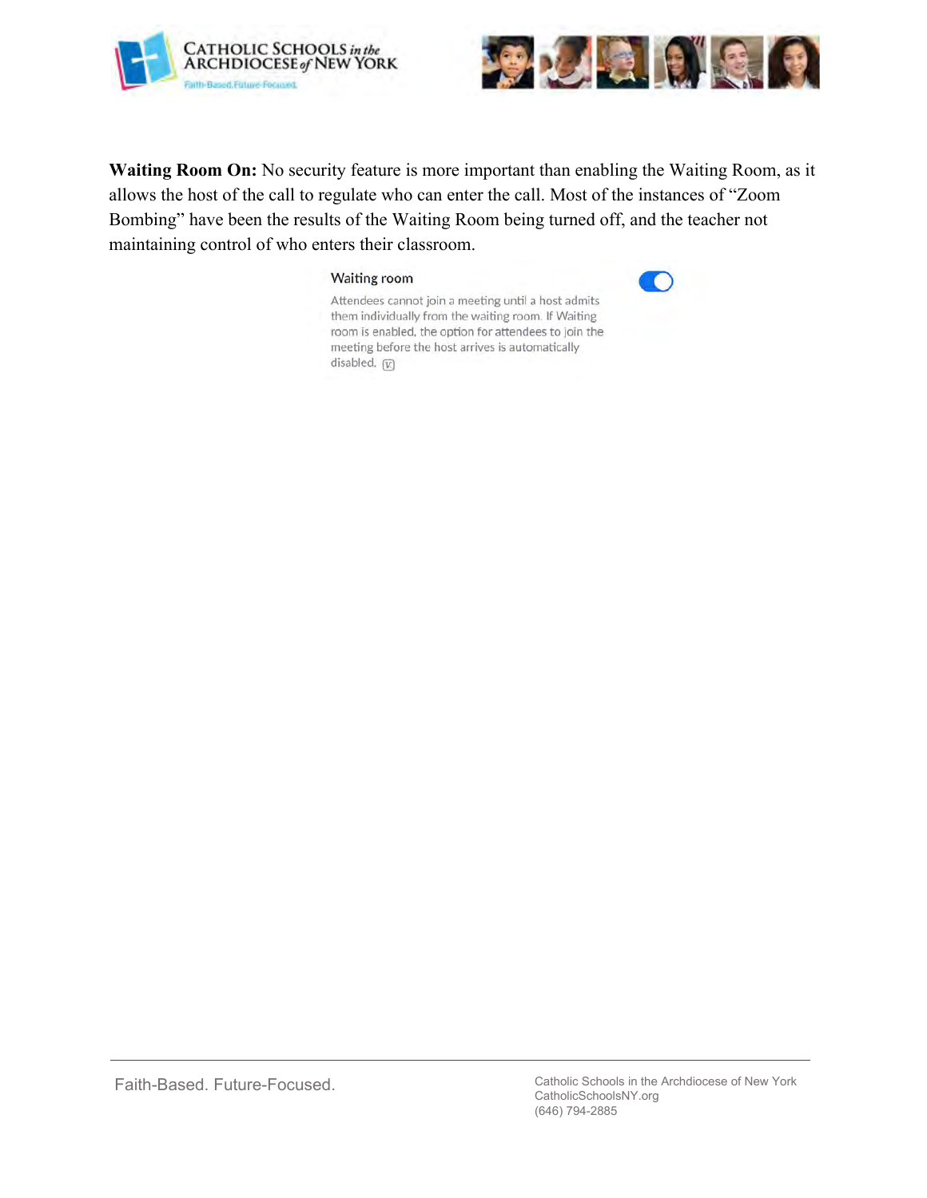**Waiting Room On:** No security feature is more important than enabling the Waiting Room, as it allows the host of the call to regulate who can enter the call. Most of the instances of "Zoom Bombing" have been the results of the Waiting Room being turned off, and the teacher not maintaining control of who enters their classroom.

Waiting room

Attendees cannot join a meeting until a host admits them individually from the waiting room. If Waiting room is enabled, the option for attendees to join the meeting before the host arrives is automatically disabled.